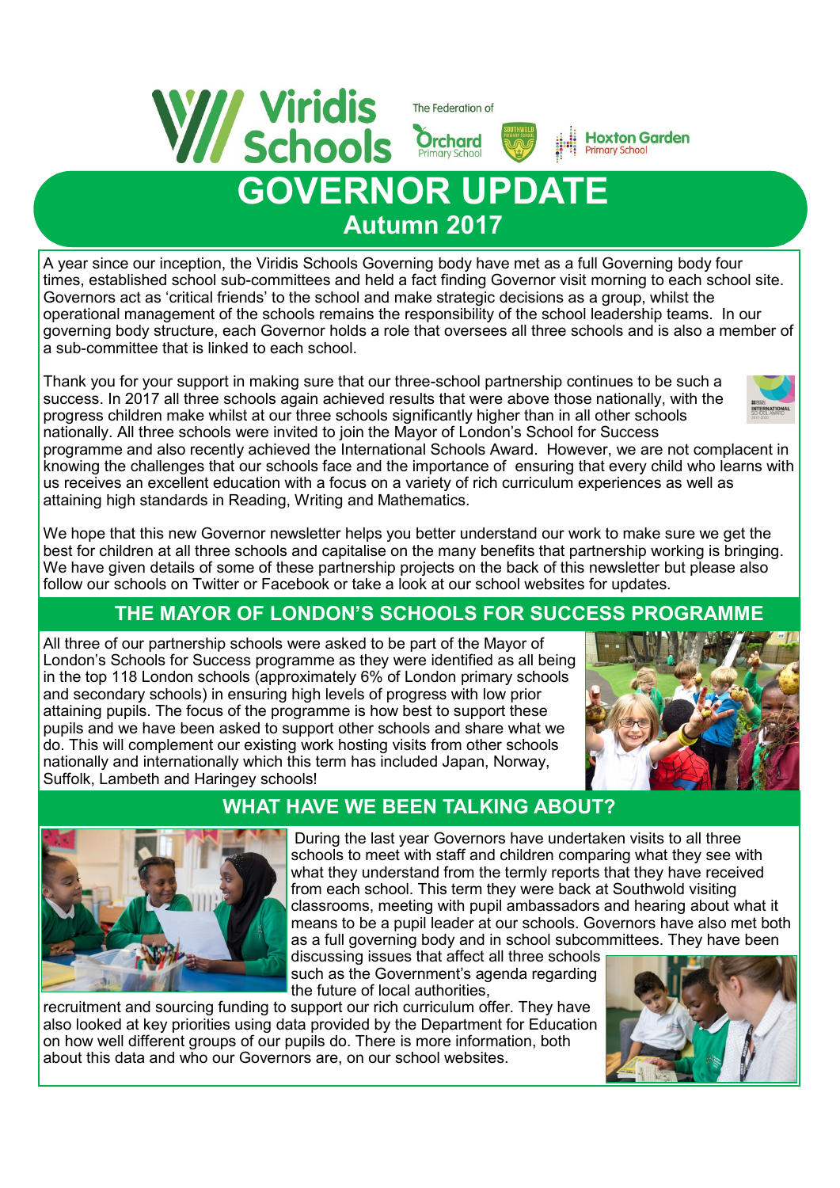Viridis Schools

The Federation of Orchard Primary School, Southwold Primary School, Hoxton Garden Primary School

# GOVERNOR UPDATE

## Autumn 2017

A year since our inception, the Viridis Schools Governing body have met as a full Governing body four times, established school sub-committees and held a fact finding Governor visit morning to each school site. Governors act as 'critical friends' to the school and make strategic decisions as a group, whilst the operational management of the schools remains the responsibility of the school leadership teams. In our governing body structure, each Governor holds a role that oversees all three schools and is also a member of a sub-committee that is linked to each school.

Thank you for your support in making sure that our three-school partnership continues to be such a success. In 2017 all three schools again achieved results that were above those nationally, with the progress children make whilst at our three schools significantly higher than in all other schools nationally. All three schools were invited to join the Mayor of London's School for Success programme and also recently achieved the International Schools Award. However, we are not complacent in knowing the challenges that our schools face and the importance of ensuring that every child who learns with us receives an excellent education with a focus on a variety of rich curriculum experiences as well as attaining high standards in Reading, Writing and Mathematics.

We hope that this new Governor newsletter helps you better understand our work to make sure we get the best for children at all three schools and capitalise on the many benefits that partnership working is bringing. We have given details of some of these partnership projects on the back of this newsletter but please also follow our schools on Twitter or Facebook or take a look at our school websites for updates.

## THE MAYOR OF LONDON'S SCHOOLS FOR SUCCESS PROGRAMME

All three of our partnership schools were asked to be part of the Mayor of London's Schools for Success programme as they were identified as all being in the top 118 London schools (approximately 6% of London primary schools and secondary schools) in ensuring high levels of progress with low prior attaining pupils. The focus of the programme is how best to support these pupils and we have been asked to support other schools and share what we do. This will complement our existing work hosting visits from other schools nationally and internationally which this term has included Japan, Norway, Suffolk, Lambeth and Haringey schools!

## WHAT HAVE WE BEEN TALKING ABOUT?

During the last year Governors have undertaken visits to all three schools to meet with staff and children comparing what they see with what they understand from the termly reports that they have received from each school. This term they were back at Southwold visiting classrooms, meeting with pupil ambassadors and hearing about what it means to be a pupil leader at our schools. Governors have also met both as a full governing body and in school subcommittees. They have been discussing issues that affect all three schools such as the Government's agenda regarding the future of local authorities, recruitment and sourcing funding to support our rich curriculum offer. They have also looked at key priorities using data provided by the Department for Education on how well different groups of our pupils do. There is more information, both about this data and who our Governors are, on our school websites.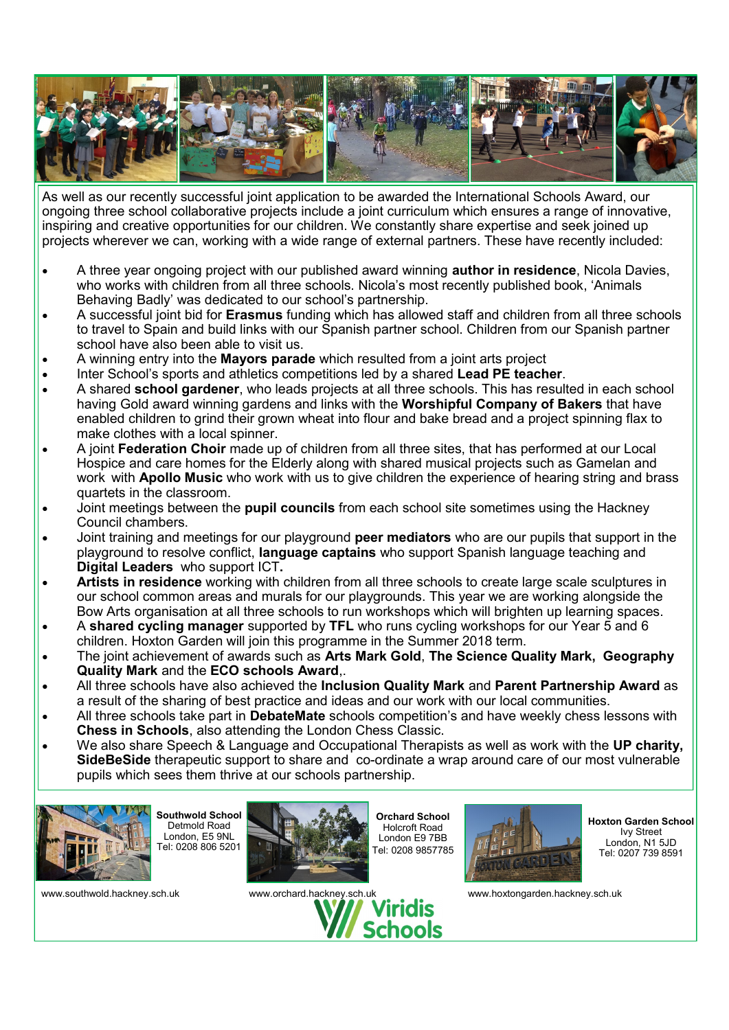As well as our recently successful joint application to be awarded the International Schools Award, our ongoing three school collaborative projects include a joint curriculum which ensures a range of innovative, inspiring and creative opportunities for our children. We constantly share expertise and seek joined up projects wherever we can, working with a wide range of external partners. These have recently included:

- A three year ongoing project with our published award winning **author in residence**, Nicola Davies, who works with children from all three schools. Nicola's most recently published book, 'Animals Behaving Badly' was dedicated to our school's partnership.
- A successful joint bid for **Erasmus** funding which has allowed staff and children from all three schools to travel to Spain and build links with our Spanish partner school. Children from our Spanish partner school have also been able to visit us.
- A winning entry into the **Mayors parade** which resulted from a joint arts project
- Inter School's sports and athletics competitions led by a shared **Lead PE teacher**.
- A shared **school gardener**, who leads projects at all three schools. This has resulted in each school having Gold award winning gardens and links with the **Worshipful Company of Bakers** that have enabled children to grind their grown wheat into flour and bake bread and a project spinning flax to make clothes with a local spinner.
- A joint **Federation Choir** made up of children from all three sites, that has performed at our Local Hospice and care homes for the Elderly along with shared musical projects such as Gamelan and work with **Apollo Music** who work with us to give children the experience of hearing string and brass quartets in the classroom.
- Joint meetings between the **pupil councils** from each school site sometimes using the Hackney Council chambers.
- Joint training and meetings for our playground **peer mediators** who are our pupils that support in the playground to resolve conflict, **language captains** who support Spanish language teaching and **Digital Leaders** who support ICT**.**
- **Artists in residence** working with children from all three schools to create large scale sculptures in our school common areas and murals for our playgrounds. This year we are working alongside the Bow Arts organisation at all three schools to run workshops which will brighten up learning spaces.
- A **shared cycling manager** supported by **TFL** who runs cycling workshops for our Year 5 and 6 children. Hoxton Garden will join this programme in the Summer 2018 term.
- The joint achievement of awards such as **Arts Mark Gold**, **The Science Quality Mark, Geography Quality Mark** and the **ECO schools Award**,.
- All three schools have also achieved the **Inclusion Quality Mark** and **Parent Partnership Award** as a result of the sharing of best practice and ideas and our work with our local communities.
- All three schools take part in **DebateMate** schools competition's and have weekly chess lessons with **Chess in Schools**, also attending the London Chess Classic.
- We also share Speech & Language and Occupational Therapists as well as work with the **UP charity, SideBeSide** therapeutic support to share and co-ordinate a wrap around care of our most vulnerable pupils which sees them thrive at our schools partnership.

**Southwold School**
Detmold Road
London, E5 9NL
Tel: 0208 806 5201
www.southwold.hackney.sch.uk

**Orchard School**
Holcroft Road
London E9 7BB
Tel: 0208 9857785
www.orchard.hackney.sch.uk

**Hoxton Garden School**
Ivy Street
London, N1 5JD
Tel: 0207 739 8591
www.hoxtongarden.hackney.sch.uk

Viridis Schools